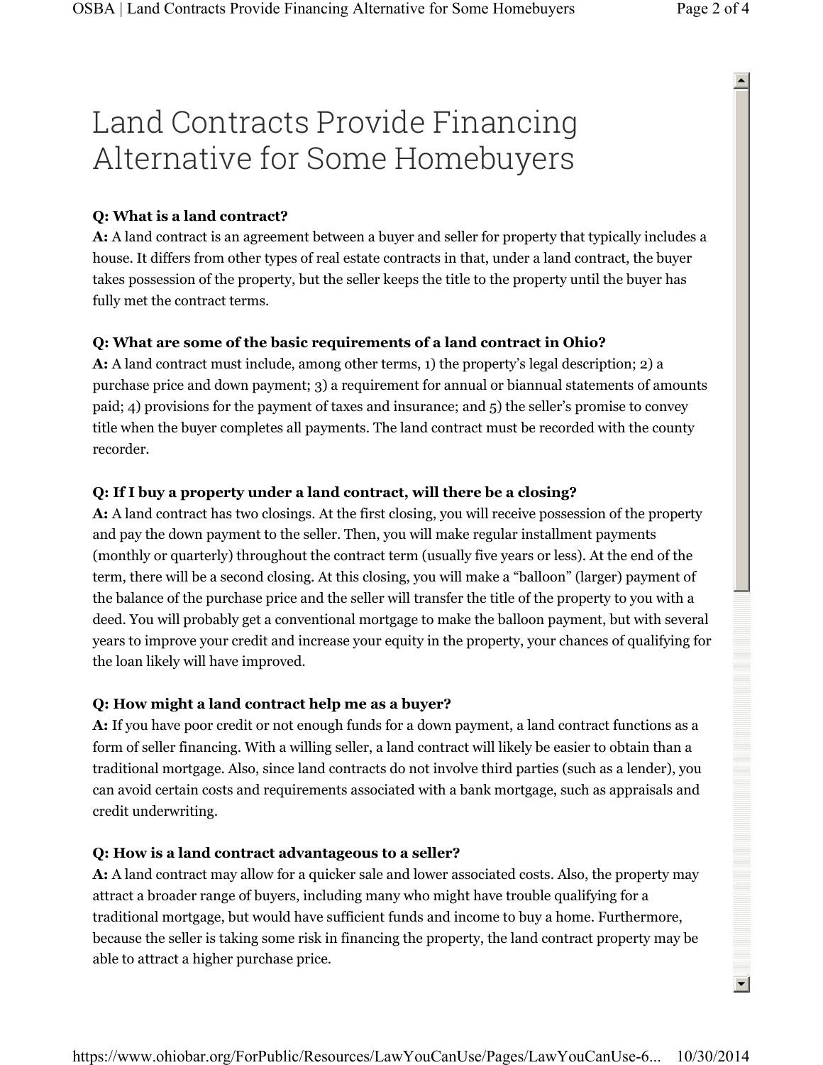# Land Contracts Provide Financing Alternative for Some Homebuyers

**Q: What is a land contract?**
**A:** A land contract is an agreement between a buyer and seller for property that typically includes a house. It differs from other types of real estate contracts in that, under a land contract, the buyer takes possession of the property, but the seller keeps the title to the property until the buyer has fully met the contract terms.

**Q: What are some of the basic requirements of a land contract in Ohio?**
**A:** A land contract must include, among other terms, 1) the property's legal description; 2) a purchase price and down payment; 3) a requirement for annual or biannual statements of amounts paid; 4) provisions for the payment of taxes and insurance; and 5) the seller's promise to convey title when the buyer completes all payments. The land contract must be recorded with the county recorder.

**Q: If I buy a property under a land contract, will there be a closing?**
**A:** A land contract has two closings. At the first closing, you will receive possession of the property and pay the down payment to the seller. Then, you will make regular installment payments (monthly or quarterly) throughout the contract term (usually five years or less). At the end of the term, there will be a second closing. At this closing, you will make a "balloon" (larger) payment of the balance of the purchase price and the seller will transfer the title of the property to you with a deed. You will probably get a conventional mortgage to make the balloon payment, but with several years to improve your credit and increase your equity in the property, your chances of qualifying for the loan likely will have improved.

**Q: How might a land contract help me as a buyer?**
**A:** If you have poor credit or not enough funds for a down payment, a land contract functions as a form of seller financing. With a willing seller, a land contract will likely be easier to obtain than a traditional mortgage. Also, since land contracts do not involve third parties (such as a lender), you can avoid certain costs and requirements associated with a bank mortgage, such as appraisals and credit underwriting.

**Q: How is a land contract advantageous to a seller?**
**A:** A land contract may allow for a quicker sale and lower associated costs. Also, the property may attract a broader range of buyers, including many who might have trouble qualifying for a traditional mortgage, but would have sufficient funds and income to buy a home. Furthermore, because the seller is taking some risk in financing the property, the land contract property may be able to attract a higher purchase price.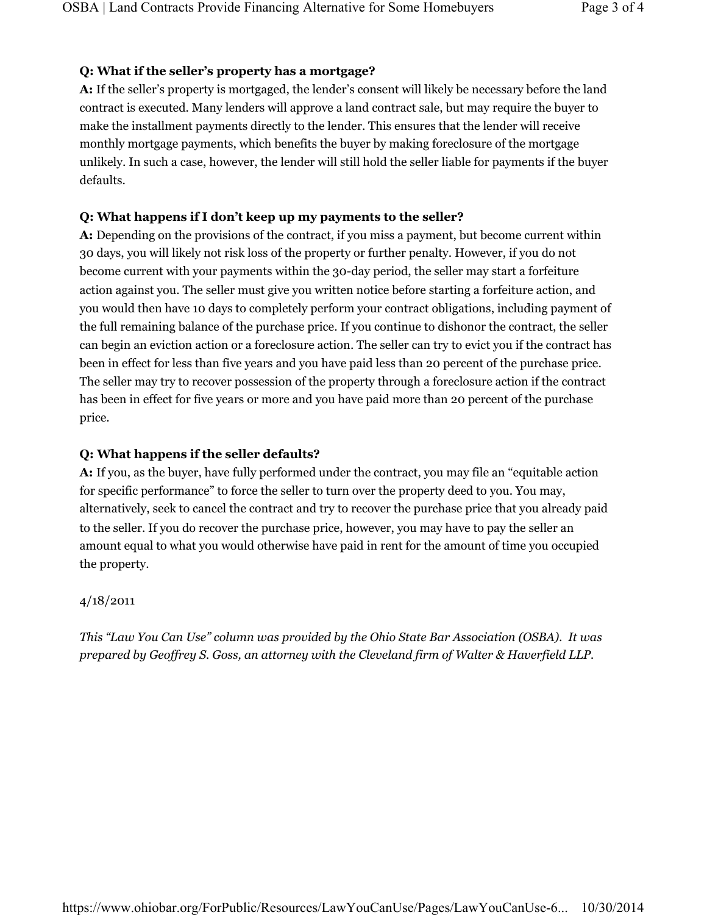**Q: What if the seller's property has a mortgage?**

**A:** If the seller's property is mortgaged, the lender's consent will likely be necessary before the land contract is executed. Many lenders will approve a land contract sale, but may require the buyer to make the installment payments directly to the lender. This ensures that the lender will receive monthly mortgage payments, which benefits the buyer by making foreclosure of the mortgage unlikely. In such a case, however, the lender will still hold the seller liable for payments if the buyer defaults.

**Q: What happens if I don't keep up my payments to the seller?**

**A:** Depending on the provisions of the contract, if you miss a payment, but become current within 30 days, you will likely not risk loss of the property or further penalty. However, if you do not become current with your payments within the 30-day period, the seller may start a forfeiture action against you. The seller must give you written notice before starting a forfeiture action, and you would then have 10 days to completely perform your contract obligations, including payment of the full remaining balance of the purchase price. If you continue to dishonor the contract, the seller can begin an eviction action or a foreclosure action. The seller can try to evict you if the contract has been in effect for less than five years and you have paid less than 20 percent of the purchase price. The seller may try to recover possession of the property through a foreclosure action if the contract has been in effect for five years or more and you have paid more than 20 percent of the purchase price.

**Q: What happens if the seller defaults?**

**A:** If you, as the buyer, have fully performed under the contract, you may file an "equitable action for specific performance" to force the seller to turn over the property deed to you. You may, alternatively, seek to cancel the contract and try to recover the purchase price that you already paid to the seller. If you do recover the purchase price, however, you may have to pay the seller an amount equal to what you would otherwise have paid in rent for the amount of time you occupied the property.

4/18/2011

*This "Law You Can Use" column was provided by the Ohio State Bar Association (OSBA). It was prepared by Geoffrey S. Goss, an attorney with the Cleveland firm of Walter & Haverfield LLP.*